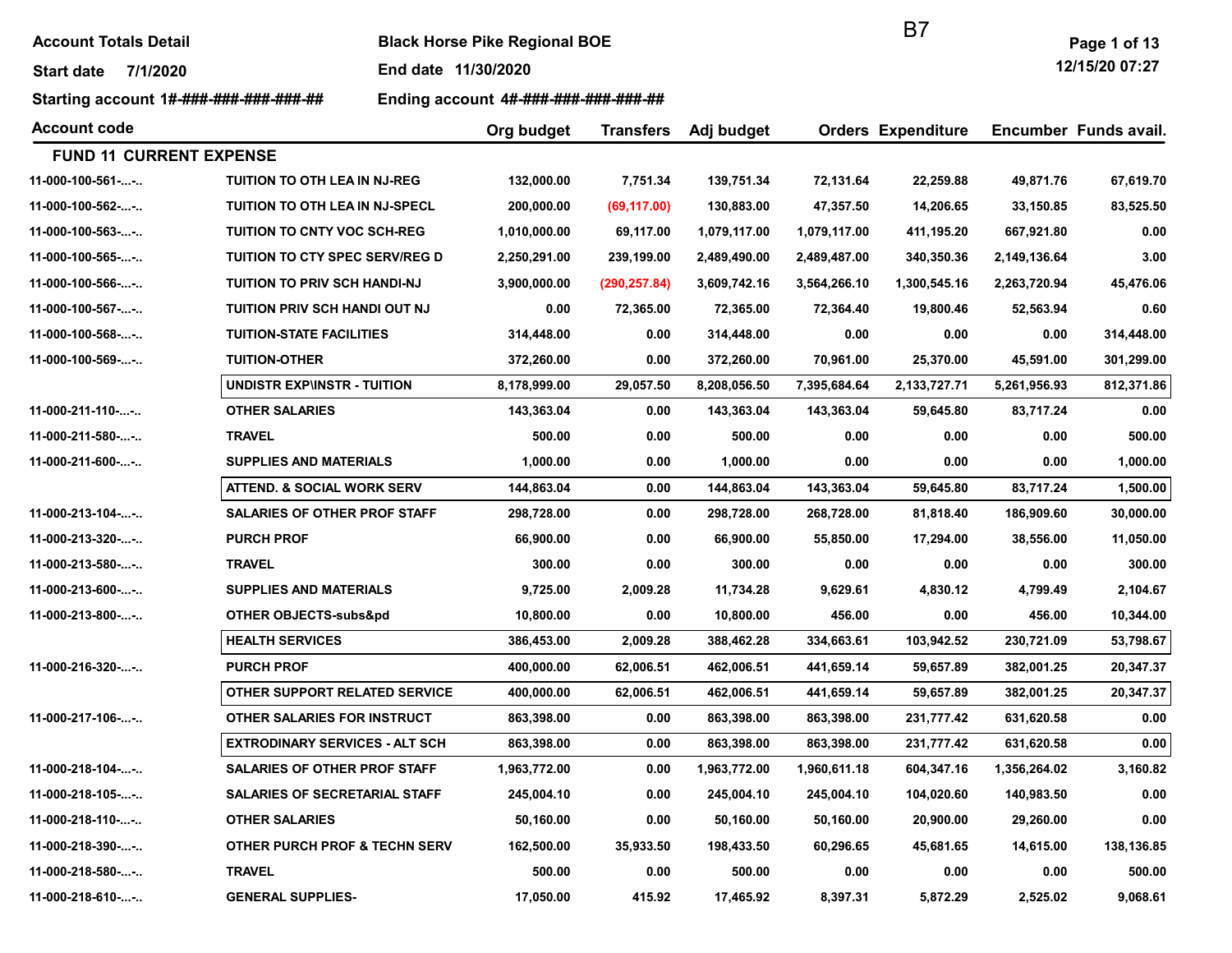Account Totals Detail — Black Horse Pike Regional BOE — B7

Start date 7/1/2020 — End date 11/30/2020

Starting account 1#-###-###-###-###-## — Ending account 4#-###-###-###-###-##

12/15/20 07:27

| Account code | | Org budget | Transfers | Adj budget | Orders | Expenditure | Encumber | Funds avail. |
|---|---|---|---|---|---|---|---|---|
| **FUND 11 CURRENT EXPENSE** | | | | | | | | |
| 11-000-100-561-...-.. | TUITION TO OTH LEA IN NJ-REG | 132,000.00 | 7,751.34 | 139,751.34 | 72,131.64 | 22,259.88 | 49,871.76 | 67,619.70 |
| 11-000-100-562-...-.. | TUITION TO OTH LEA IN NJ-SPECL | 200,000.00 | (69,117.00) | 130,883.00 | 47,357.50 | 14,206.65 | 33,150.85 | 83,525.50 |
| 11-000-100-563-...-.. | TUITION TO CNTY VOC SCH-REG | 1,010,000.00 | 69,117.00 | 1,079,117.00 | 1,079,117.00 | 411,195.20 | 667,921.80 | 0.00 |
| 11-000-100-565-...-.. | TUITION TO CTY SPEC SERV/REG D | 2,250,291.00 | 239,199.00 | 2,489,490.00 | 2,489,487.00 | 340,350.36 | 2,149,136.64 | 3.00 |
| 11-000-100-566-...-.. | TUITION TO PRIV SCH HANDI-NJ | 3,900,000.00 | (290,257.84) | 3,609,742.16 | 3,564,266.10 | 1,300,545.16 | 2,263,720.94 | 45,476.06 |
| 11-000-100-567-...-.. | TUITION PRIV SCH HANDI OUT NJ | 0.00 | 72,365.00 | 72,365.00 | 72,364.40 | 19,800.46 | 52,563.94 | 0.60 |
| 11-000-100-568-...-.. | TUITION-STATE FACILITIES | 314,448.00 | 0.00 | 314,448.00 | 0.00 | 0.00 | 0.00 | 314,448.00 |
| 11-000-100-569-...-.. | TUITION-OTHER | 372,260.00 | 0.00 | 372,260.00 | 70,961.00 | 25,370.00 | 45,591.00 | 301,299.00 |
| | UNDISTR EXP\INSTR - TUITION | 8,178,999.00 | 29,057.50 | 8,208,056.50 | 7,395,684.64 | 2,133,727.71 | 5,261,956.93 | 812,371.86 |
| 11-000-211-110-...-.. | OTHER SALARIES | 143,363.04 | 0.00 | 143,363.04 | 143,363.04 | 59,645.80 | 83,717.24 | 0.00 |
| 11-000-211-580-...-.. | TRAVEL | 500.00 | 0.00 | 500.00 | 0.00 | 0.00 | 0.00 | 500.00 |
| 11-000-211-600-...-.. | SUPPLIES AND MATERIALS | 1,000.00 | 0.00 | 1,000.00 | 0.00 | 0.00 | 0.00 | 1,000.00 |
| | ATTEND. & SOCIAL WORK SERV | 144,863.04 | 0.00 | 144,863.04 | 143,363.04 | 59,645.80 | 83,717.24 | 1,500.00 |
| 11-000-213-104-...-.. | SALARIES OF OTHER PROF STAFF | 298,728.00 | 0.00 | 298,728.00 | 268,728.00 | 81,818.40 | 186,909.60 | 30,000.00 |
| 11-000-213-320-...-.. | PURCH PROF | 66,900.00 | 0.00 | 66,900.00 | 55,850.00 | 17,294.00 | 38,556.00 | 11,050.00 |
| 11-000-213-580-...-.. | TRAVEL | 300.00 | 0.00 | 300.00 | 0.00 | 0.00 | 0.00 | 300.00 |
| 11-000-213-600-...-.. | SUPPLIES AND MATERIALS | 9,725.00 | 2,009.28 | 11,734.28 | 9,629.61 | 4,830.12 | 4,799.49 | 2,104.67 |
| 11-000-213-800-...-.. | OTHER OBJECTS-subs&pd | 10,800.00 | 0.00 | 10,800.00 | 456.00 | 0.00 | 456.00 | 10,344.00 |
| | HEALTH SERVICES | 386,453.00 | 2,009.28 | 388,462.28 | 334,663.61 | 103,942.52 | 230,721.09 | 53,798.67 |
| 11-000-216-320-...-.. | PURCH PROF | 400,000.00 | 62,006.51 | 462,006.51 | 441,659.14 | 59,657.89 | 382,001.25 | 20,347.37 |
| | OTHER SUPPORT RELATED SERVICE | 400,000.00 | 62,006.51 | 462,006.51 | 441,659.14 | 59,657.89 | 382,001.25 | 20,347.37 |
| 11-000-217-106-...-.. | OTHER SALARIES FOR INSTRUCT | 863,398.00 | 0.00 | 863,398.00 | 863,398.00 | 231,777.42 | 631,620.58 | 0.00 |
| | EXTRODINARY SERVICES - ALT SCH | 863,398.00 | 0.00 | 863,398.00 | 863,398.00 | 231,777.42 | 631,620.58 | 0.00 |
| 11-000-218-104-...-.. | SALARIES OF OTHER PROF STAFF | 1,963,772.00 | 0.00 | 1,963,772.00 | 1,960,611.18 | 604,347.16 | 1,356,264.02 | 3,160.82 |
| 11-000-218-105-...-.. | SALARIES OF SECRETARIAL STAFF | 245,004.10 | 0.00 | 245,004.10 | 245,004.10 | 104,020.60 | 140,983.50 | 0.00 |
| 11-000-218-110-...-.. | OTHER SALARIES | 50,160.00 | 0.00 | 50,160.00 | 50,160.00 | 20,900.00 | 29,260.00 | 0.00 |
| 11-000-218-390-...-.. | OTHER PURCH PROF & TECHN SERV | 162,500.00 | 35,933.50 | 198,433.50 | 60,296.65 | 45,681.65 | 14,615.00 | 138,136.85 |
| 11-000-218-580-...-.. | TRAVEL | 500.00 | 0.00 | 500.00 | 0.00 | 0.00 | 0.00 | 500.00 |
| 11-000-218-610-...-.. | GENERAL SUPPLIES- | 17,050.00 | 415.92 | 17,465.92 | 8,397.31 | 5,872.29 | 2,525.02 | 9,068.61 |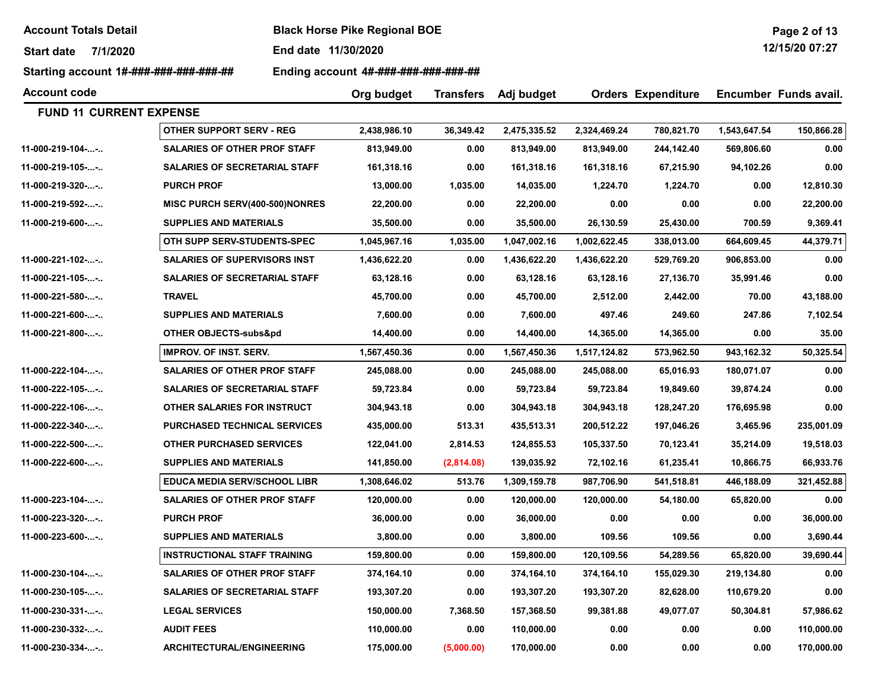**Account Totals Detail** | **Black Horse Pike Regional BOE**

**Start date** 7/1/2020 | **End date** 11/30/2020

**Starting account** 1#-###-###-###-###-## | **Ending account** 4#-###-###-###-###-##

## FUND 11 CURRENT EXPENSE

| Account code | | Org budget | Transfers | Adj budget | Orders | Expenditure | Encumber | Funds avail. |
|---|---|---|---|---|---|---|---|---|
| | **OTHER SUPPORT SERV - REG** | 2,438,986.10 | 36,349.42 | 2,475,335.52 | 2,324,469.24 | 780,821.70 | 1,543,647.54 | 150,866.28 |
| 11-000-219-104-...-.. | SALARIES OF OTHER PROF STAFF | 813,949.00 | 0.00 | 813,949.00 | 813,949.00 | 244,142.40 | 569,806.60 | 0.00 |
| 11-000-219-105-...-.. | SALARIES OF SECRETARIAL STAFF | 161,318.16 | 0.00 | 161,318.16 | 161,318.16 | 67,215.90 | 94,102.26 | 0.00 |
| 11-000-219-320-...-.. | PURCH PROF | 13,000.00 | 1,035.00 | 14,035.00 | 1,224.70 | 1,224.70 | 0.00 | 12,810.30 |
| 11-000-219-592-...-.. | MISC PURCH SERV(400-500)NONRES | 22,200.00 | 0.00 | 22,200.00 | 0.00 | 0.00 | 0.00 | 22,200.00 |
| 11-000-219-600-...-.. | SUPPLIES AND MATERIALS | 35,500.00 | 0.00 | 35,500.00 | 26,130.59 | 25,430.00 | 700.59 | 9,369.41 |
| | **OTH SUPP SERV-STUDENTS-SPEC** | 1,045,967.16 | 1,035.00 | 1,047,002.16 | 1,002,622.45 | 338,013.00 | 664,609.45 | 44,379.71 |
| 11-000-221-102-...-.. | SALARIES OF SUPERVISORS INST | 1,436,622.20 | 0.00 | 1,436,622.20 | 1,436,622.20 | 529,769.20 | 906,853.00 | 0.00 |
| 11-000-221-105-...-.. | SALARIES OF SECRETARIAL STAFF | 63,128.16 | 0.00 | 63,128.16 | 63,128.16 | 27,136.70 | 35,991.46 | 0.00 |
| 11-000-221-580-...-.. | TRAVEL | 45,700.00 | 0.00 | 45,700.00 | 2,512.00 | 2,442.00 | 70.00 | 43,188.00 |
| 11-000-221-600-...-.. | SUPPLIES AND MATERIALS | 7,600.00 | 0.00 | 7,600.00 | 497.46 | 249.60 | 247.86 | 7,102.54 |
| 11-000-221-800-...-.. | OTHER OBJECTS-subs&pd | 14,400.00 | 0.00 | 14,400.00 | 14,365.00 | 14,365.00 | 0.00 | 35.00 |
| | **IMPROV. OF INST. SERV.** | 1,567,450.36 | 0.00 | 1,567,450.36 | 1,517,124.82 | 573,962.50 | 943,162.32 | 50,325.54 |
| 11-000-222-104-...-.. | SALARIES OF OTHER PROF STAFF | 245,088.00 | 0.00 | 245,088.00 | 245,088.00 | 65,016.93 | 180,071.07 | 0.00 |
| 11-000-222-105-...-.. | SALARIES OF SECRETARIAL STAFF | 59,723.84 | 0.00 | 59,723.84 | 59,723.84 | 19,849.60 | 39,874.24 | 0.00 |
| 11-000-222-106-...-.. | OTHER SALARIES FOR INSTRUCT | 304,943.18 | 0.00 | 304,943.18 | 304,943.18 | 128,247.20 | 176,695.98 | 0.00 |
| 11-000-222-340-...-.. | PURCHASED TECHNICAL SERVICES | 435,000.00 | 513.31 | 435,513.31 | 200,512.22 | 197,046.26 | 3,465.96 | 235,001.09 |
| 11-000-222-500-...-.. | OTHER PURCHASED SERVICES | 122,041.00 | 2,814.53 | 124,855.53 | 105,337.50 | 70,123.41 | 35,214.09 | 19,518.03 |
| 11-000-222-600-...-.. | SUPPLIES AND MATERIALS | 141,850.00 | (2,814.08) | 139,035.92 | 72,102.16 | 61,235.41 | 10,866.75 | 66,933.76 |
| | **EDUCA MEDIA SERV/SCHOOL LIBR** | 1,308,646.02 | 513.76 | 1,309,159.78 | 987,706.90 | 541,518.81 | 446,188.09 | 321,452.88 |
| 11-000-223-104-...-.. | SALARIES OF OTHER PROF STAFF | 120,000.00 | 0.00 | 120,000.00 | 120,000.00 | 54,180.00 | 65,820.00 | 0.00 |
| 11-000-223-320-...-.. | PURCH PROF | 36,000.00 | 0.00 | 36,000.00 | 0.00 | 0.00 | 0.00 | 36,000.00 |
| 11-000-223-600-...-.. | SUPPLIES AND MATERIALS | 3,800.00 | 0.00 | 3,800.00 | 109.56 | 109.56 | 0.00 | 3,690.44 |
| | **INSTRUCTIONAL STAFF TRAINING** | 159,800.00 | 0.00 | 159,800.00 | 120,109.56 | 54,289.56 | 65,820.00 | 39,690.44 |
| 11-000-230-104-...-.. | SALARIES OF OTHER PROF STAFF | 374,164.10 | 0.00 | 374,164.10 | 374,164.10 | 155,029.30 | 219,134.80 | 0.00 |
| 11-000-230-105-...-.. | SALARIES OF SECRETARIAL STAFF | 193,307.20 | 0.00 | 193,307.20 | 193,307.20 | 82,628.00 | 110,679.20 | 0.00 |
| 11-000-230-331-...-.. | LEGAL SERVICES | 150,000.00 | 7,368.50 | 157,368.50 | 99,381.88 | 49,077.07 | 50,304.81 | 57,986.62 |
| 11-000-230-332-...-.. | AUDIT FEES | 110,000.00 | 0.00 | 110,000.00 | 0.00 | 0.00 | 0.00 | 110,000.00 |
| 11-000-230-334-...-.. | ARCHITECTURAL/ENGINEERING | 175,000.00 | (5,000.00) | 170,000.00 | 0.00 | 0.00 | 0.00 | 170,000.00 |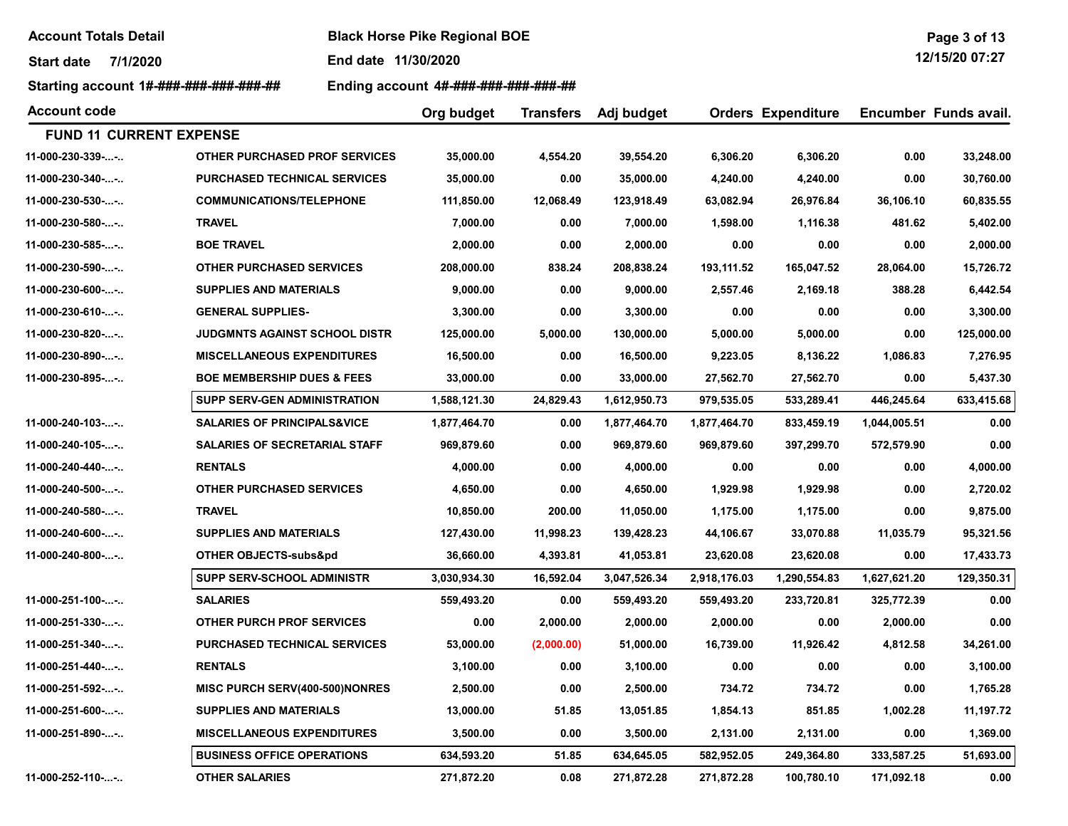**Account Totals Detail** | **Black Horse Pike Regional BOE**

**Start date** 7/1/2020 | **End date** 11/30/2020

**Starting account** 1#-###-###-###-###-## | **Ending account** 4#-###-###-###-###-##

| Account code | | Org budget | Transfers | Adj budget | Orders | Expenditure | Encumber | Funds avail. |
|---|---|---|---|---|---|---|---|---|
| **FUND 11 CURRENT EXPENSE** | | | | | | | | |
| 11-000-230-339-...-.. | OTHER PURCHASED PROF SERVICES | 35,000.00 | 4,554.20 | 39,554.20 | 6,306.20 | 6,306.20 | 0.00 | 33,248.00 |
| 11-000-230-340-...-.. | PURCHASED TECHNICAL SERVICES | 35,000.00 | 0.00 | 35,000.00 | 4,240.00 | 4,240.00 | 0.00 | 30,760.00 |
| 11-000-230-530-...-.. | COMMUNICATIONS/TELEPHONE | 111,850.00 | 12,068.49 | 123,918.49 | 63,082.94 | 26,976.84 | 36,106.10 | 60,835.55 |
| 11-000-230-580-...-.. | TRAVEL | 7,000.00 | 0.00 | 7,000.00 | 1,598.00 | 1,116.38 | 481.62 | 5,402.00 |
| 11-000-230-585-...-.. | BOE TRAVEL | 2,000.00 | 0.00 | 2,000.00 | 0.00 | 0.00 | 0.00 | 2,000.00 |
| 11-000-230-590-...-.. | OTHER PURCHASED SERVICES | 208,000.00 | 838.24 | 208,838.24 | 193,111.52 | 165,047.52 | 28,064.00 | 15,726.72 |
| 11-000-230-600-...-.. | SUPPLIES AND MATERIALS | 9,000.00 | 0.00 | 9,000.00 | 2,557.46 | 2,169.18 | 388.28 | 6,442.54 |
| 11-000-230-610-...-.. | GENERAL SUPPLIES- | 3,300.00 | 0.00 | 3,300.00 | 0.00 | 0.00 | 0.00 | 3,300.00 |
| 11-000-230-820-...-.. | JUDGMNTS AGAINST SCHOOL DISTR | 125,000.00 | 5,000.00 | 130,000.00 | 5,000.00 | 5,000.00 | 0.00 | 125,000.00 |
| 11-000-230-890-...-.. | MISCELLANEOUS EXPENDITURES | 16,500.00 | 0.00 | 16,500.00 | 9,223.05 | 8,136.22 | 1,086.83 | 7,276.95 |
| 11-000-230-895-...-.. | BOE MEMBERSHIP DUES & FEES | 33,000.00 | 0.00 | 33,000.00 | 27,562.70 | 27,562.70 | 0.00 | 5,437.30 |
| | **SUPP SERV-GEN ADMINISTRATION** | **1,588,121.30** | **24,829.43** | **1,612,950.73** | **979,535.05** | **533,289.41** | **446,245.64** | **633,415.68** |
| 11-000-240-103-...-.. | SALARIES OF PRINCIPALS&VICE | 1,877,464.70 | 0.00 | 1,877,464.70 | 1,877,464.70 | 833,459.19 | 1,044,005.51 | 0.00 |
| 11-000-240-105-...-.. | SALARIES OF SECRETARIAL STAFF | 969,879.60 | 0.00 | 969,879.60 | 969,879.60 | 397,299.70 | 572,579.90 | 0.00 |
| 11-000-240-440-...-.. | RENTALS | 4,000.00 | 0.00 | 4,000.00 | 0.00 | 0.00 | 0.00 | 4,000.00 |
| 11-000-240-500-...-.. | OTHER PURCHASED SERVICES | 4,650.00 | 0.00 | 4,650.00 | 1,929.98 | 1,929.98 | 0.00 | 2,720.02 |
| 11-000-240-580-...-.. | TRAVEL | 10,850.00 | 200.00 | 11,050.00 | 1,175.00 | 1,175.00 | 0.00 | 9,875.00 |
| 11-000-240-600-...-.. | SUPPLIES AND MATERIALS | 127,430.00 | 11,998.23 | 139,428.23 | 44,106.67 | 33,070.88 | 11,035.79 | 95,321.56 |
| 11-000-240-800-...-.. | OTHER OBJECTS-subs&pd | 36,660.00 | 4,393.81 | 41,053.81 | 23,620.08 | 23,620.08 | 0.00 | 17,433.73 |
| | **SUPP SERV-SCHOOL ADMINISTR** | **3,030,934.30** | **16,592.04** | **3,047,526.34** | **2,918,176.03** | **1,290,554.83** | **1,627,621.20** | **129,350.31** |
| 11-000-251-100-...-.. | SALARIES | 559,493.20 | 0.00 | 559,493.20 | 559,493.20 | 233,720.81 | 325,772.39 | 0.00 |
| 11-000-251-330-...-.. | OTHER PURCH PROF SERVICES | 0.00 | 2,000.00 | 2,000.00 | 2,000.00 | 0.00 | 2,000.00 | 0.00 |
| 11-000-251-340-...-.. | PURCHASED TECHNICAL SERVICES | 53,000.00 | (2,000.00) | 51,000.00 | 16,739.00 | 11,926.42 | 4,812.58 | 34,261.00 |
| 11-000-251-440-...-.. | RENTALS | 3,100.00 | 0.00 | 3,100.00 | 0.00 | 0.00 | 0.00 | 3,100.00 |
| 11-000-251-592-...-.. | MISC PURCH SERV(400-500)NONRES | 2,500.00 | 0.00 | 2,500.00 | 734.72 | 734.72 | 0.00 | 1,765.28 |
| 11-000-251-600-...-.. | SUPPLIES AND MATERIALS | 13,000.00 | 51.85 | 13,051.85 | 1,854.13 | 851.85 | 1,002.28 | 11,197.72 |
| 11-000-251-890-...-.. | MISCELLANEOUS EXPENDITURES | 3,500.00 | 0.00 | 3,500.00 | 2,131.00 | 2,131.00 | 0.00 | 1,369.00 |
| | **BUSINESS OFFICE OPERATIONS** | **634,593.20** | **51.85** | **634,645.05** | **582,952.05** | **249,364.80** | **333,587.25** | **51,693.00** |
| 11-000-252-110-...-.. | OTHER SALARIES | 271,872.20 | 0.08 | 271,872.28 | 271,872.28 | 100,780.10 | 171,092.18 | 0.00 |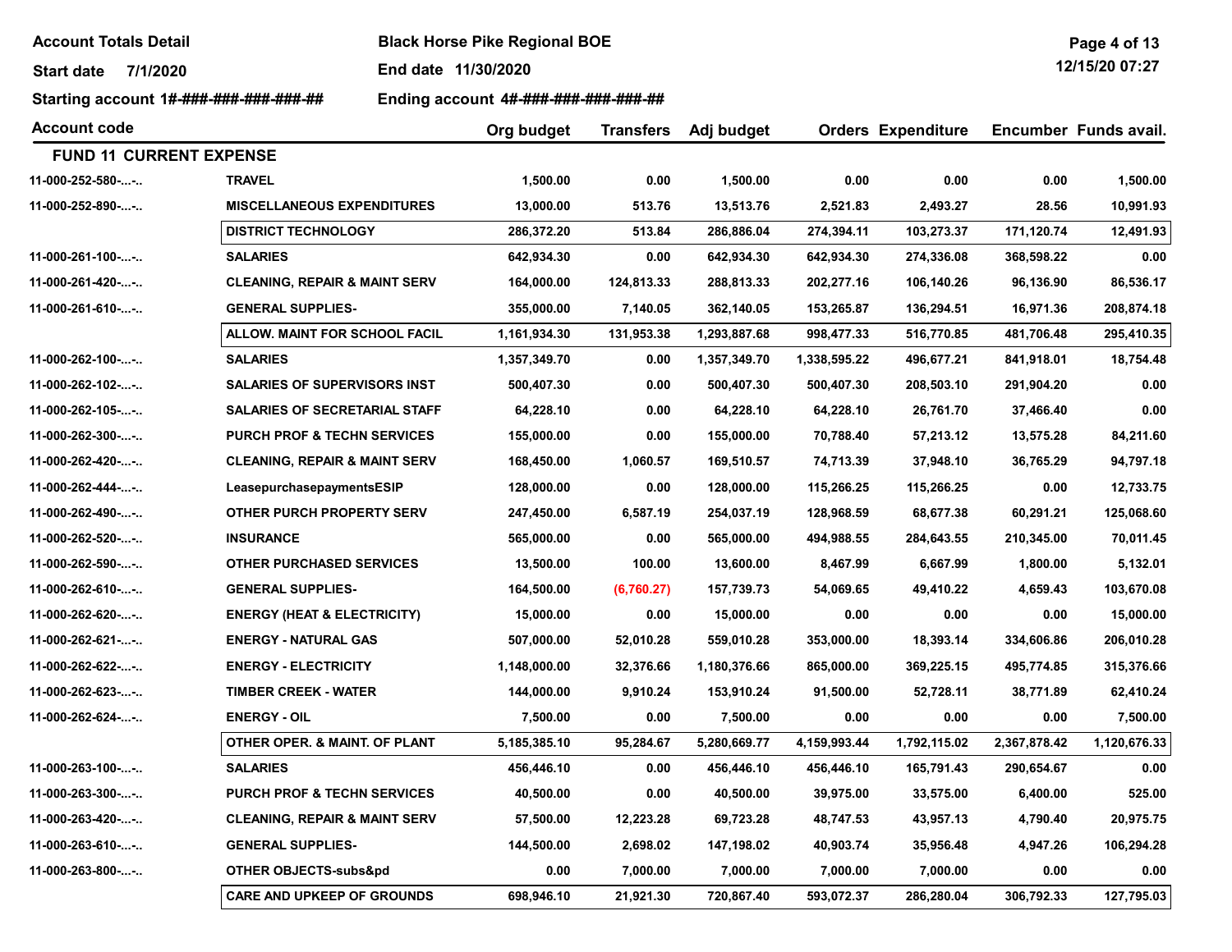**Account Totals Detail** | **Black Horse Pike Regional BOE**

**Start date** 7/1/2020 | **End date** 11/30/2020

**Starting account** 1#-###-###-###-###-## | **Ending account** 4#-###-###-###-###-##

| Account code | | Org budget | Transfers | Adj budget | Orders | Expenditure | Encumber | Funds avail. |
|---|---|---|---|---|---|---|---|---|
| **FUND 11 CURRENT EXPENSE** | | | | | | | | |
| 11-000-252-580-...-.. | TRAVEL | 1,500.00 | 0.00 | 1,500.00 | 0.00 | 0.00 | 0.00 | 1,500.00 |
| 11-000-252-890-...-.. | MISCELLANEOUS EXPENDITURES | 13,000.00 | 513.76 | 13,513.76 | 2,521.83 | 2,493.27 | 28.56 | 10,991.93 |
| | DISTRICT TECHNOLOGY | 286,372.20 | 513.84 | 286,886.04 | 274,394.11 | 103,273.37 | 171,120.74 | 12,491.93 |
| 11-000-261-100-...-.. | SALARIES | 642,934.30 | 0.00 | 642,934.30 | 642,934.30 | 274,336.08 | 368,598.22 | 0.00 |
| 11-000-261-420-...-.. | CLEANING, REPAIR & MAINT SERV | 164,000.00 | 124,813.33 | 288,813.33 | 202,277.16 | 106,140.26 | 96,136.90 | 86,536.17 |
| 11-000-261-610-...-.. | GENERAL SUPPLIES- | 355,000.00 | 7,140.05 | 362,140.05 | 153,265.87 | 136,294.51 | 16,971.36 | 208,874.18 |
| | ALLOW. MAINT FOR SCHOOL FACIL | 1,161,934.30 | 131,953.38 | 1,293,887.68 | 998,477.33 | 516,770.85 | 481,706.48 | 295,410.35 |
| 11-000-262-100-...-.. | SALARIES | 1,357,349.70 | 0.00 | 1,357,349.70 | 1,338,595.22 | 496,677.21 | 841,918.01 | 18,754.48 |
| 11-000-262-102-...-.. | SALARIES OF SUPERVISORS INST | 500,407.30 | 0.00 | 500,407.30 | 500,407.30 | 208,503.10 | 291,904.20 | 0.00 |
| 11-000-262-105-...-.. | SALARIES OF SECRETARIAL STAFF | 64,228.10 | 0.00 | 64,228.10 | 64,228.10 | 26,761.70 | 37,466.40 | 0.00 |
| 11-000-262-300-...-.. | PURCH PROF & TECHN SERVICES | 155,000.00 | 0.00 | 155,000.00 | 70,788.40 | 57,213.12 | 13,575.28 | 84,211.60 |
| 11-000-262-420-...-.. | CLEANING, REPAIR & MAINT SERV | 168,450.00 | 1,060.57 | 169,510.57 | 74,713.39 | 37,948.10 | 36,765.29 | 94,797.18 |
| 11-000-262-444-...-.. | LeasepurchasepaymentsESIP | 128,000.00 | 0.00 | 128,000.00 | 115,266.25 | 115,266.25 | 0.00 | 12,733.75 |
| 11-000-262-490-...-.. | OTHER PURCH PROPERTY SERV | 247,450.00 | 6,587.19 | 254,037.19 | 128,968.59 | 68,677.38 | 60,291.21 | 125,068.60 |
| 11-000-262-520-...-.. | INSURANCE | 565,000.00 | 0.00 | 565,000.00 | 494,988.55 | 284,643.55 | 210,345.00 | 70,011.45 |
| 11-000-262-590-...-.. | OTHER PURCHASED SERVICES | 13,500.00 | 100.00 | 13,600.00 | 8,467.99 | 6,667.99 | 1,800.00 | 5,132.01 |
| 11-000-262-610-...-.. | GENERAL SUPPLIES- | 164,500.00 | (6,760.27) | 157,739.73 | 54,069.65 | 49,410.22 | 4,659.43 | 103,670.08 |
| 11-000-262-620-...-.. | ENERGY (HEAT & ELECTRICITY) | 15,000.00 | 0.00 | 15,000.00 | 0.00 | 0.00 | 0.00 | 15,000.00 |
| 11-000-262-621-...-.. | ENERGY - NATURAL GAS | 507,000.00 | 52,010.28 | 559,010.28 | 353,000.00 | 18,393.14 | 334,606.86 | 206,010.28 |
| 11-000-262-622-...-.. | ENERGY - ELECTRICITY | 1,148,000.00 | 32,376.66 | 1,180,376.66 | 865,000.00 | 369,225.15 | 495,774.85 | 315,376.66 |
| 11-000-262-623-...-.. | TIMBER CREEK - WATER | 144,000.00 | 9,910.24 | 153,910.24 | 91,500.00 | 52,728.11 | 38,771.89 | 62,410.24 |
| 11-000-262-624-...-.. | ENERGY - OIL | 7,500.00 | 0.00 | 7,500.00 | 0.00 | 0.00 | 0.00 | 7,500.00 |
| | OTHER OPER. & MAINT. OF PLANT | 5,185,385.10 | 95,284.67 | 5,280,669.77 | 4,159,993.44 | 1,792,115.02 | 2,367,878.42 | 1,120,676.33 |
| 11-000-263-100-...-.. | SALARIES | 456,446.10 | 0.00 | 456,446.10 | 456,446.10 | 165,791.43 | 290,654.67 | 0.00 |
| 11-000-263-300-...-.. | PURCH PROF & TECHN SERVICES | 40,500.00 | 0.00 | 40,500.00 | 39,975.00 | 33,575.00 | 6,400.00 | 525.00 |
| 11-000-263-420-...-.. | CLEANING, REPAIR & MAINT SERV | 57,500.00 | 12,223.28 | 69,723.28 | 48,747.53 | 43,957.13 | 4,790.40 | 20,975.75 |
| 11-000-263-610-...-.. | GENERAL SUPPLIES- | 144,500.00 | 2,698.02 | 147,198.02 | 40,903.74 | 35,956.48 | 4,947.26 | 106,294.28 |
| 11-000-263-800-...-.. | OTHER OBJECTS-subs&pd | 0.00 | 7,000.00 | 7,000.00 | 7,000.00 | 7,000.00 | 0.00 | 0.00 |
| | CARE AND UPKEEP OF GROUNDS | 698,946.10 | 21,921.30 | 720,867.40 | 593,072.37 | 286,280.04 | 306,792.33 | 127,795.03 |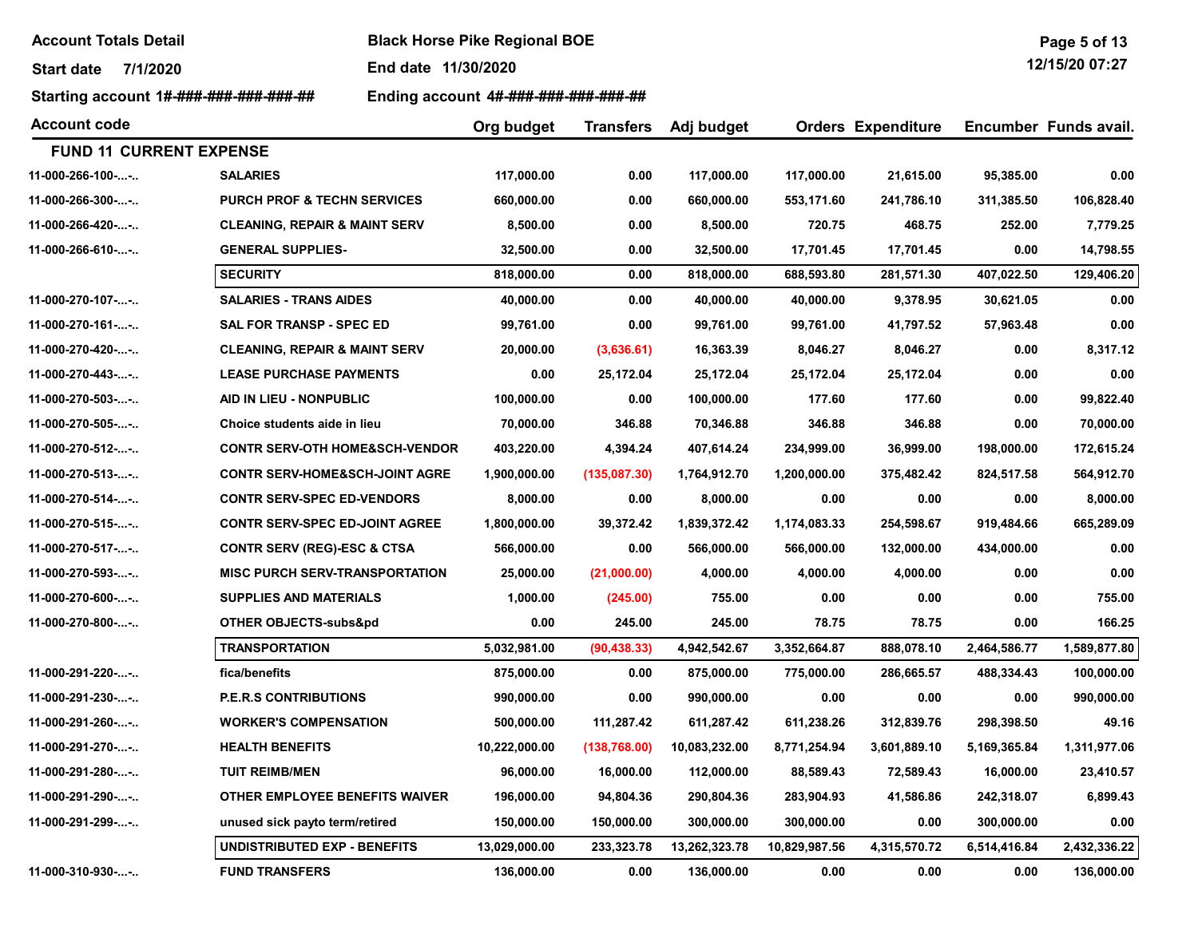Account Totals Detail | Black Horse Pike Regional BOE

Start date 7/1/2020 | End date 11/30/2020

Starting account 1#-###-###-###-###-## | Ending account 4#-###-###-###-###-##

| Account code | | Org budget | Transfers | Adj budget | Orders | Expenditure | Encumber | Funds avail. |
|---|---|---|---|---|---|---|---|---|
| **FUND 11 CURRENT EXPENSE** | | | | | | | | |
| 11-000-266-100-...-.. | SALARIES | 117,000.00 | 0.00 | 117,000.00 | 117,000.00 | 21,615.00 | 95,385.00 | 0.00 |
| 11-000-266-300-...-.. | PURCH PROF & TECHN SERVICES | 660,000.00 | 0.00 | 660,000.00 | 553,171.60 | 241,786.10 | 311,385.50 | 106,828.40 |
| 11-000-266-420-...-.. | CLEANING, REPAIR & MAINT SERV | 8,500.00 | 0.00 | 8,500.00 | 720.75 | 468.75 | 252.00 | 7,779.25 |
| 11-000-266-610-...-.. | GENERAL SUPPLIES- | 32,500.00 | 0.00 | 32,500.00 | 17,701.45 | 17,701.45 | 0.00 | 14,798.55 |
| | **SECURITY** | **818,000.00** | **0.00** | **818,000.00** | **688,593.80** | **281,571.30** | **407,022.50** | **129,406.20** |
| 11-000-270-107-...-.. | SALARIES - TRANS AIDES | 40,000.00 | 0.00 | 40,000.00 | 40,000.00 | 9,378.95 | 30,621.05 | 0.00 |
| 11-000-270-161-...-.. | SAL FOR TRANSP - SPEC ED | 99,761.00 | 0.00 | 99,761.00 | 99,761.00 | 41,797.52 | 57,963.48 | 0.00 |
| 11-000-270-420-...-.. | CLEANING, REPAIR & MAINT SERV | 20,000.00 | (3,636.61) | 16,363.39 | 8,046.27 | 8,046.27 | 0.00 | 8,317.12 |
| 11-000-270-443-...-.. | LEASE PURCHASE PAYMENTS | 0.00 | 25,172.04 | 25,172.04 | 25,172.04 | 25,172.04 | 0.00 | 0.00 |
| 11-000-270-503-...-.. | AID IN LIEU - NONPUBLIC | 100,000.00 | 0.00 | 100,000.00 | 177.60 | 177.60 | 0.00 | 99,822.40 |
| 11-000-270-505-...-.. | Choice students aide in lieu | 70,000.00 | 346.88 | 70,346.88 | 346.88 | 346.88 | 0.00 | 70,000.00 |
| 11-000-270-512-...-.. | CONTR SERV-OTH HOME&SCH-VENDOR | 403,220.00 | 4,394.24 | 407,614.24 | 234,999.00 | 36,999.00 | 198,000.00 | 172,615.24 |
| 11-000-270-513-...-.. | CONTR SERV-HOME&SCH-JOINT AGRE | 1,900,000.00 | (135,087.30) | 1,764,912.70 | 1,200,000.00 | 375,482.42 | 824,517.58 | 564,912.70 |
| 11-000-270-514-...-.. | CONTR SERV-SPEC ED-VENDORS | 8,000.00 | 0.00 | 8,000.00 | 0.00 | 0.00 | 0.00 | 8,000.00 |
| 11-000-270-515-...-.. | CONTR SERV-SPEC ED-JOINT AGREE | 1,800,000.00 | 39,372.42 | 1,839,372.42 | 1,174,083.33 | 254,598.67 | 919,484.66 | 665,289.09 |
| 11-000-270-517-...-.. | CONTR SERV (REG)-ESC & CTSA | 566,000.00 | 0.00 | 566,000.00 | 566,000.00 | 132,000.00 | 434,000.00 | 0.00 |
| 11-000-270-593-...-.. | MISC PURCH SERV-TRANSPORTATION | 25,000.00 | (21,000.00) | 4,000.00 | 4,000.00 | 4,000.00 | 0.00 | 0.00 |
| 11-000-270-600-...-.. | SUPPLIES AND MATERIALS | 1,000.00 | (245.00) | 755.00 | 0.00 | 0.00 | 0.00 | 755.00 |
| 11-000-270-800-...-.. | OTHER OBJECTS-subs&pd | 0.00 | 245.00 | 245.00 | 78.75 | 78.75 | 0.00 | 166.25 |
| | **TRANSPORTATION** | **5,032,981.00** | **(90,438.33)** | **4,942,542.67** | **3,352,664.87** | **888,078.10** | **2,464,586.77** | **1,589,877.80** |
| 11-000-291-220-...-.. | fica/benefits | 875,000.00 | 0.00 | 875,000.00 | 775,000.00 | 286,665.57 | 488,334.43 | 100,000.00 |
| 11-000-291-230-...-.. | P.E.R.S CONTRIBUTIONS | 990,000.00 | 0.00 | 990,000.00 | 0.00 | 0.00 | 0.00 | 990,000.00 |
| 11-000-291-260-...-.. | WORKER'S COMPENSATION | 500,000.00 | 111,287.42 | 611,287.42 | 611,238.26 | 312,839.76 | 298,398.50 | 49.16 |
| 11-000-291-270-...-.. | HEALTH BENEFITS | 10,222,000.00 | (138,768.00) | 10,083,232.00 | 8,771,254.94 | 3,601,889.10 | 5,169,365.84 | 1,311,977.06 |
| 11-000-291-280-...-.. | TUIT REIMB/MEN | 96,000.00 | 16,000.00 | 112,000.00 | 88,589.43 | 72,589.43 | 16,000.00 | 23,410.57 |
| 11-000-291-290-...-.. | OTHER EMPLOYEE BENEFITS WAIVER | 196,000.00 | 94,804.36 | 290,804.36 | 283,904.93 | 41,586.86 | 242,318.07 | 6,899.43 |
| 11-000-291-299-...-.. | unused sick payto term/retired | 150,000.00 | 150,000.00 | 300,000.00 | 300,000.00 | 0.00 | 300,000.00 | 0.00 |
| | **UNDISTRIBUTED EXP - BENEFITS** | **13,029,000.00** | **233,323.78** | **13,262,323.78** | **10,829,987.56** | **4,315,570.72** | **6,514,416.84** | **2,432,336.22** |
| 11-000-310-930-...-.. | FUND TRANSFERS | 136,000.00 | 0.00 | 136,000.00 | 0.00 | 0.00 | 0.00 | 136,000.00 |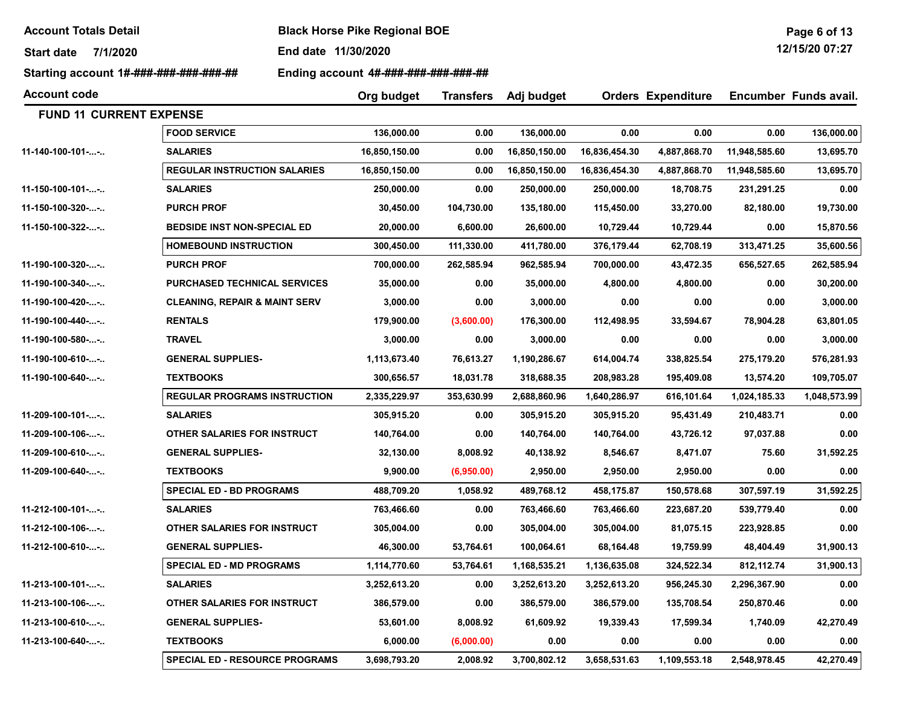**Account Totals Detail** | **Black Horse Pike Regional BOE**

**Start date** 7/1/2020 | **End date** 11/30/2020

**Starting account** 1#-###-###-###-###-## | **Ending account** 4#-###-###-###-###-##

## FUND 11 CURRENT EXPENSE

| Account code | | Org budget | Transfers | Adj budget | Orders | Expenditure | Encumber | Funds avail. |
|---|---|---|---|---|---|---|---|---|
| | **FOOD SERVICE** | 136,000.00 | 0.00 | 136,000.00 | 0.00 | 0.00 | 0.00 | 136,000.00 |
| 11-140-100-101-...-.. | SALARIES | 16,850,150.00 | 0.00 | 16,850,150.00 | 16,836,454.30 | 4,887,868.70 | 11,948,585.60 | 13,695.70 |
| | **REGULAR INSTRUCTION SALARIES** | 16,850,150.00 | 0.00 | 16,850,150.00 | 16,836,454.30 | 4,887,868.70 | 11,948,585.60 | 13,695.70 |
| 11-150-100-101-...-.. | SALARIES | 250,000.00 | 0.00 | 250,000.00 | 250,000.00 | 18,708.75 | 231,291.25 | 0.00 |
| 11-150-100-320-...-.. | PURCH PROF | 30,450.00 | 104,730.00 | 135,180.00 | 115,450.00 | 33,270.00 | 82,180.00 | 19,730.00 |
| 11-150-100-322-...-.. | BEDSIDE INST NON-SPECIAL ED | 20,000.00 | 6,600.00 | 26,600.00 | 10,729.44 | 10,729.44 | 0.00 | 15,870.56 |
| | **HOMEBOUND INSTRUCTION** | 300,450.00 | 111,330.00 | 411,780.00 | 376,179.44 | 62,708.19 | 313,471.25 | 35,600.56 |
| 11-190-100-320-...-.. | PURCH PROF | 700,000.00 | 262,585.94 | 962,585.94 | 700,000.00 | 43,472.35 | 656,527.65 | 262,585.94 |
| 11-190-100-340-...-.. | PURCHASED TECHNICAL SERVICES | 35,000.00 | 0.00 | 35,000.00 | 4,800.00 | 4,800.00 | 0.00 | 30,200.00 |
| 11-190-100-420-...-.. | CLEANING, REPAIR & MAINT SERV | 3,000.00 | 0.00 | 3,000.00 | 0.00 | 0.00 | 0.00 | 3,000.00 |
| 11-190-100-440-...-.. | RENTALS | 179,900.00 | (3,600.00) | 176,300.00 | 112,498.95 | 33,594.67 | 78,904.28 | 63,801.05 |
| 11-190-100-580-...-.. | TRAVEL | 3,000.00 | 0.00 | 3,000.00 | 0.00 | 0.00 | 0.00 | 3,000.00 |
| 11-190-100-610-...-.. | GENERAL SUPPLIES- | 1,113,673.40 | 76,613.27 | 1,190,286.67 | 614,004.74 | 338,825.54 | 275,179.20 | 576,281.93 |
| 11-190-100-640-...-.. | TEXTBOOKS | 300,656.57 | 18,031.78 | 318,688.35 | 208,983.28 | 195,409.08 | 13,574.20 | 109,705.07 |
| | **REGULAR PROGRAMS INSTRUCTION** | 2,335,229.97 | 353,630.99 | 2,688,860.96 | 1,640,286.97 | 616,101.64 | 1,024,185.33 | 1,048,573.99 |
| 11-209-100-101-...-.. | SALARIES | 305,915.20 | 0.00 | 305,915.20 | 305,915.20 | 95,431.49 | 210,483.71 | 0.00 |
| 11-209-100-106-...-.. | OTHER SALARIES FOR INSTRUCT | 140,764.00 | 0.00 | 140,764.00 | 140,764.00 | 43,726.12 | 97,037.88 | 0.00 |
| 11-209-100-610-...-.. | GENERAL SUPPLIES- | 32,130.00 | 8,008.92 | 40,138.92 | 8,546.67 | 8,471.07 | 75.60 | 31,592.25 |
| 11-209-100-640-...-.. | TEXTBOOKS | 9,900.00 | (6,950.00) | 2,950.00 | 2,950.00 | 2,950.00 | 0.00 | 0.00 |
| | **SPECIAL ED - BD PROGRAMS** | 488,709.20 | 1,058.92 | 489,768.12 | 458,175.87 | 150,578.68 | 307,597.19 | 31,592.25 |
| 11-212-100-101-...-.. | SALARIES | 763,466.60 | 0.00 | 763,466.60 | 763,466.60 | 223,687.20 | 539,779.40 | 0.00 |
| 11-212-100-106-...-.. | OTHER SALARIES FOR INSTRUCT | 305,004.00 | 0.00 | 305,004.00 | 305,004.00 | 81,075.15 | 223,928.85 | 0.00 |
| 11-212-100-610-...-.. | GENERAL SUPPLIES- | 46,300.00 | 53,764.61 | 100,064.61 | 68,164.48 | 19,759.99 | 48,404.49 | 31,900.13 |
| | **SPECIAL ED - MD PROGRAMS** | 1,114,770.60 | 53,764.61 | 1,168,535.21 | 1,136,635.08 | 324,522.34 | 812,112.74 | 31,900.13 |
| 11-213-100-101-...-.. | SALARIES | 3,252,613.20 | 0.00 | 3,252,613.20 | 3,252,613.20 | 956,245.30 | 2,296,367.90 | 0.00 |
| 11-213-100-106-...-.. | OTHER SALARIES FOR INSTRUCT | 386,579.00 | 0.00 | 386,579.00 | 386,579.00 | 135,708.54 | 250,870.46 | 0.00 |
| 11-213-100-610-...-.. | GENERAL SUPPLIES- | 53,601.00 | 8,008.92 | 61,609.92 | 19,339.43 | 17,599.34 | 1,740.09 | 42,270.49 |
| 11-213-100-640-...-.. | TEXTBOOKS | 6,000.00 | (6,000.00) | 0.00 | 0.00 | 0.00 | 0.00 | 0.00 |
| | **SPECIAL ED - RESOURCE PROGRAMS** | 3,698,793.20 | 2,008.92 | 3,700,802.12 | 3,658,531.63 | 1,109,553.18 | 2,548,978.45 | 42,270.49 |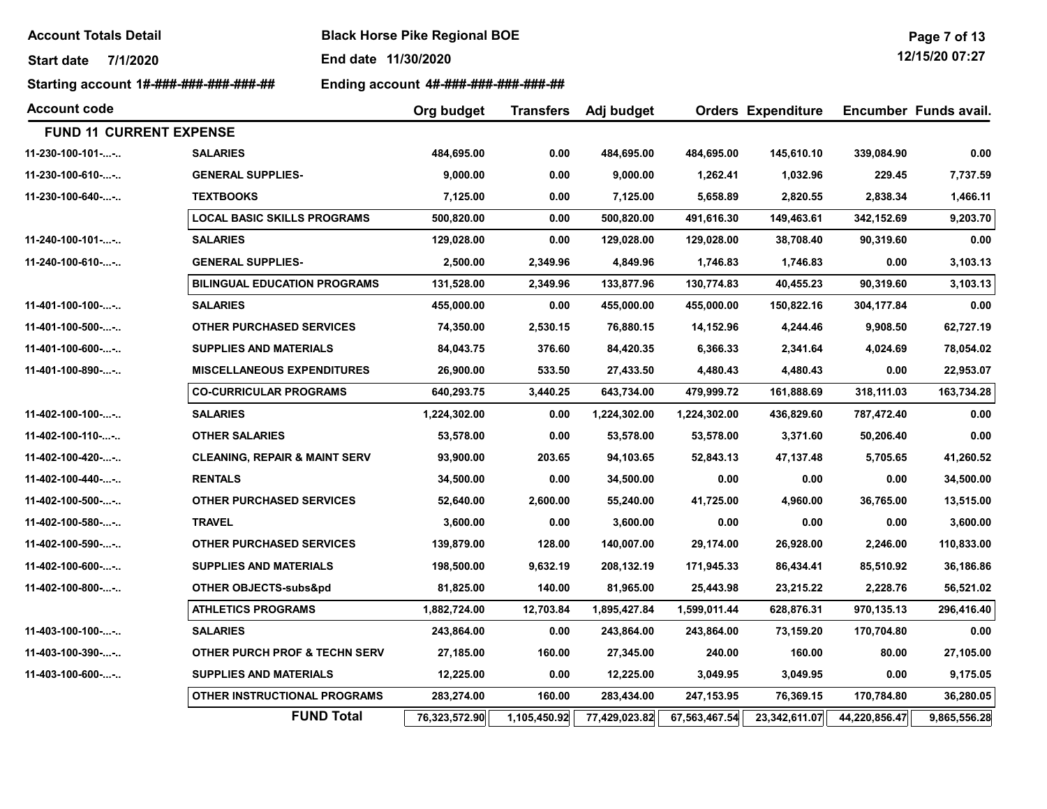**Account Totals Detail** **Black Horse Pike Regional BOE**

**Start date 7/1/2020** **End date 11/30/2020**

**Starting account 1#-###-###-###-###-##** **Ending account 4#-###-###-###-###-##**

| Account code | | Org budget | Transfers | Adj budget | Orders | Expenditure | Encumber | Funds avail. |
|---|---|---|---|---|---|---|---|---|
| **FUND 11 CURRENT EXPENSE** | | | | | | | | |
| 11-230-100-101-...-.. | SALARIES | 484,695.00 | 0.00 | 484,695.00 | 484,695.00 | 145,610.10 | 339,084.90 | 0.00 |
| 11-230-100-610-...-.. | GENERAL SUPPLIES- | 9,000.00 | 0.00 | 9,000.00 | 1,262.41 | 1,032.96 | 229.45 | 7,737.59 |
| 11-230-100-640-...-.. | TEXTBOOKS | 7,125.00 | 0.00 | 7,125.00 | 5,658.89 | 2,820.55 | 2,838.34 | 1,466.11 |
| | LOCAL BASIC SKILLS PROGRAMS | 500,820.00 | 0.00 | 500,820.00 | 491,616.30 | 149,463.61 | 342,152.69 | 9,203.70 |
| 11-240-100-101-...-.. | SALARIES | 129,028.00 | 0.00 | 129,028.00 | 129,028.00 | 38,708.40 | 90,319.60 | 0.00 |
| 11-240-100-610-...-.. | GENERAL SUPPLIES- | 2,500.00 | 2,349.96 | 4,849.96 | 1,746.83 | 1,746.83 | 0.00 | 3,103.13 |
| | BILINGUAL EDUCATION PROGRAMS | 131,528.00 | 2,349.96 | 133,877.96 | 130,774.83 | 40,455.23 | 90,319.60 | 3,103.13 |
| 11-401-100-100-...-.. | SALARIES | 455,000.00 | 0.00 | 455,000.00 | 455,000.00 | 150,822.16 | 304,177.84 | 0.00 |
| 11-401-100-500-...-.. | OTHER PURCHASED SERVICES | 74,350.00 | 2,530.15 | 76,880.15 | 14,152.96 | 4,244.46 | 9,908.50 | 62,727.19 |
| 11-401-100-600-...-.. | SUPPLIES AND MATERIALS | 84,043.75 | 376.60 | 84,420.35 | 6,366.33 | 2,341.64 | 4,024.69 | 78,054.02 |
| 11-401-100-890-...-.. | MISCELLANEOUS EXPENDITURES | 26,900.00 | 533.50 | 27,433.50 | 4,480.43 | 4,480.43 | 0.00 | 22,953.07 |
| | CO-CURRICULAR PROGRAMS | 640,293.75 | 3,440.25 | 643,734.00 | 479,999.72 | 161,888.69 | 318,111.03 | 163,734.28 |
| 11-402-100-100-...-.. | SALARIES | 1,224,302.00 | 0.00 | 1,224,302.00 | 1,224,302.00 | 436,829.60 | 787,472.40 | 0.00 |
| 11-402-100-110-...-.. | OTHER SALARIES | 53,578.00 | 0.00 | 53,578.00 | 53,578.00 | 3,371.60 | 50,206.40 | 0.00 |
| 11-402-100-420-...-.. | CLEANING, REPAIR & MAINT SERV | 93,900.00 | 203.65 | 94,103.65 | 52,843.13 | 47,137.48 | 5,705.65 | 41,260.52 |
| 11-402-100-440-...-.. | RENTALS | 34,500.00 | 0.00 | 34,500.00 | 0.00 | 0.00 | 0.00 | 34,500.00 |
| 11-402-100-500-...-.. | OTHER PURCHASED SERVICES | 52,640.00 | 2,600.00 | 55,240.00 | 41,725.00 | 4,960.00 | 36,765.00 | 13,515.00 |
| 11-402-100-580-...-.. | TRAVEL | 3,600.00 | 0.00 | 3,600.00 | 0.00 | 0.00 | 0.00 | 3,600.00 |
| 11-402-100-590-...-.. | OTHER PURCHASED SERVICES | 139,879.00 | 128.00 | 140,007.00 | 29,174.00 | 26,928.00 | 2,246.00 | 110,833.00 |
| 11-402-100-600-...-.. | SUPPLIES AND MATERIALS | 198,500.00 | 9,632.19 | 208,132.19 | 171,945.33 | 86,434.41 | 85,510.92 | 36,186.86 |
| 11-402-100-800-...-.. | OTHER OBJECTS-subs&pd | 81,825.00 | 140.00 | 81,965.00 | 25,443.98 | 23,215.22 | 2,228.76 | 56,521.02 |
| | ATHLETICS PROGRAMS | 1,882,724.00 | 12,703.84 | 1,895,427.84 | 1,599,011.44 | 628,876.31 | 970,135.13 | 296,416.40 |
| 11-403-100-100-...-.. | SALARIES | 243,864.00 | 0.00 | 243,864.00 | 243,864.00 | 73,159.20 | 170,704.80 | 0.00 |
| 11-403-100-390-...-.. | OTHER PURCH PROF & TECHN SERV | 27,185.00 | 160.00 | 27,345.00 | 240.00 | 160.00 | 80.00 | 27,105.00 |
| 11-403-100-600-...-.. | SUPPLIES AND MATERIALS | 12,225.00 | 0.00 | 12,225.00 | 3,049.95 | 3,049.95 | 0.00 | 9,175.05 |
| | OTHER INSTRUCTIONAL PROGRAMS | 283,274.00 | 160.00 | 283,434.00 | 247,153.95 | 76,369.15 | 170,784.80 | 36,280.05 |
| | **FUND Total** | 76,323,572.90 | 1,105,450.92 | 77,429,023.82 | 67,563,467.54 | 23,342,611.07 | 44,220,856.47 | 9,865,556.28 |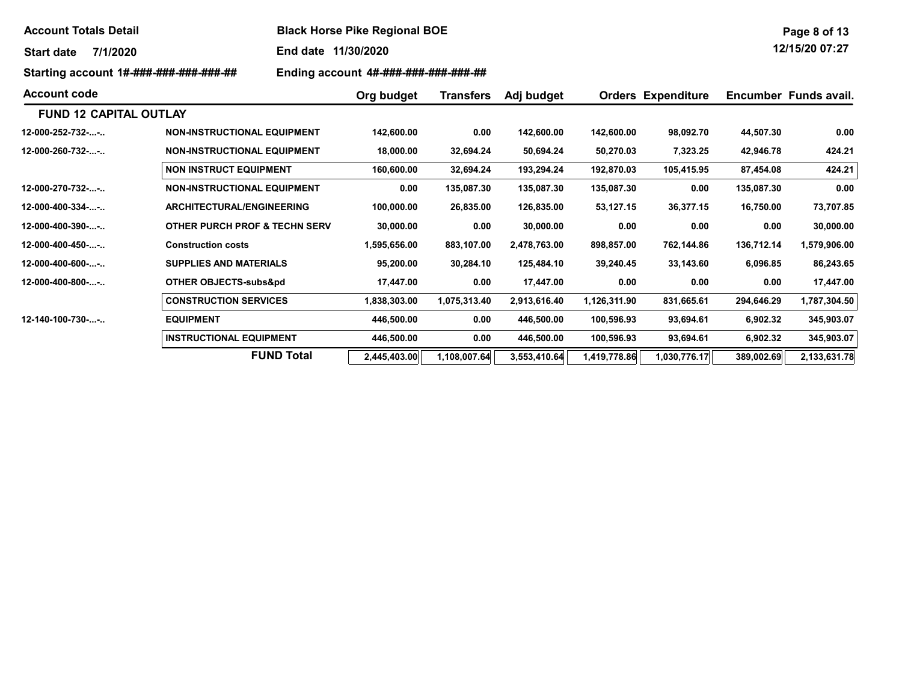**Account Totals Detail** | **Black Horse Pike Regional BOE**

**Start date** 7/1/2020 | **End date** 11/30/2020

**Starting account** 1#-###-###-###-###-## | **Ending account** 4#-###-###-###-###-##

| Account code | | Org budget | Transfers | Adj budget | Orders | Expenditure | Encumber | Funds avail. |
|---|---|---|---|---|---|---|---|---|
| **FUND 12 CAPITAL OUTLAY** | | | | | | | | |
| 12-000-252-732-...-.. | NON-INSTRUCTIONAL EQUIPMENT | 142,600.00 | 0.00 | 142,600.00 | 142,600.00 | 98,092.70 | 44,507.30 | 0.00 |
| 12-000-260-732-...-.. | NON-INSTRUCTIONAL EQUIPMENT | 18,000.00 | 32,694.24 | 50,694.24 | 50,270.03 | 7,323.25 | 42,946.78 | 424.21 |
| | NON INSTRUCT EQUIPMENT | 160,600.00 | 32,694.24 | 193,294.24 | 192,870.03 | 105,415.95 | 87,454.08 | 424.21 |
| 12-000-270-732-...-.. | NON-INSTRUCTIONAL EQUIPMENT | 0.00 | 135,087.30 | 135,087.30 | 135,087.30 | 0.00 | 135,087.30 | 0.00 |
| 12-000-400-334-...-.. | ARCHITECTURAL/ENGINEERING | 100,000.00 | 26,835.00 | 126,835.00 | 53,127.15 | 36,377.15 | 16,750.00 | 73,707.85 |
| 12-000-400-390-...-.. | OTHER PURCH PROF & TECHN SERV | 30,000.00 | 0.00 | 30,000.00 | 0.00 | 0.00 | 0.00 | 30,000.00 |
| 12-000-400-450-...-.. | Construction costs | 1,595,656.00 | 883,107.00 | 2,478,763.00 | 898,857.00 | 762,144.86 | 136,712.14 | 1,579,906.00 |
| 12-000-400-600-...-.. | SUPPLIES AND MATERIALS | 95,200.00 | 30,284.10 | 125,484.10 | 39,240.45 | 33,143.60 | 6,096.85 | 86,243.65 |
| 12-000-400-800-...-.. | OTHER OBJECTS-subs&pd | 17,447.00 | 0.00 | 17,447.00 | 0.00 | 0.00 | 0.00 | 17,447.00 |
| | CONSTRUCTION SERVICES | 1,838,303.00 | 1,075,313.40 | 2,913,616.40 | 1,126,311.90 | 831,665.61 | 294,646.29 | 1,787,304.50 |
| 12-140-100-730-...-.. | EQUIPMENT | 446,500.00 | 0.00 | 446,500.00 | 100,596.93 | 93,694.61 | 6,902.32 | 345,903.07 |
| | INSTRUCTIONAL EQUIPMENT | 446,500.00 | 0.00 | 446,500.00 | 100,596.93 | 93,694.61 | 6,902.32 | 345,903.07 |
| | **FUND Total** | 2,445,403.00 | 1,108,007.64 | 3,553,410.64 | 1,419,778.86 | 1,030,776.17 | 389,002.69 | 2,133,631.78 |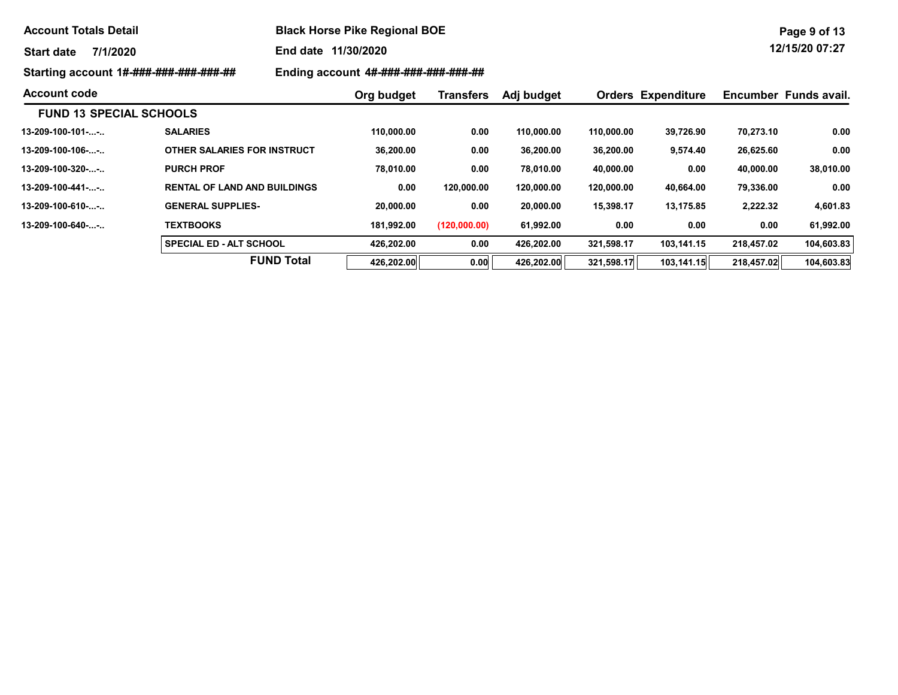**Account Totals Detail** | **Black Horse Pike Regional BOE**

**Start date** 7/1/2020 | **End date** 11/30/2020 | 12/15/20 07:27

**Starting account** 1#-###-###-###-###-## | **Ending account** 4#-###-###-###-###-##

| Account code | | Org budget | Transfers | Adj budget | Orders | Expenditure | Encumber | Funds avail. |
|---|---|---|---|---|---|---|---|---|
| **FUND 13 SPECIAL SCHOOLS** | | | | | | | | |
| 13-209-100-101-...-.. | SALARIES | 110,000.00 | 0.00 | 110,000.00 | 110,000.00 | 39,726.90 | 70,273.10 | 0.00 |
| 13-209-100-106-...-.. | OTHER SALARIES FOR INSTRUCT | 36,200.00 | 0.00 | 36,200.00 | 36,200.00 | 9,574.40 | 26,625.60 | 0.00 |
| 13-209-100-320-...-.. | PURCH PROF | 78,010.00 | 0.00 | 78,010.00 | 40,000.00 | 0.00 | 40,000.00 | 38,010.00 |
| 13-209-100-441-...-.. | RENTAL OF LAND AND BUILDINGS | 0.00 | 120,000.00 | 120,000.00 | 120,000.00 | 40,664.00 | 79,336.00 | 0.00 |
| 13-209-100-610-...-.. | GENERAL SUPPLIES- | 20,000.00 | 0.00 | 20,000.00 | 15,398.17 | 13,175.85 | 2,222.32 | 4,601.83 |
| 13-209-100-640-...-.. | TEXTBOOKS | 181,992.00 | (120,000.00) | 61,992.00 | 0.00 | 0.00 | 0.00 | 61,992.00 |
| | SPECIAL ED - ALT SCHOOL | 426,202.00 | 0.00 | 426,202.00 | 321,598.17 | 103,141.15 | 218,457.02 | 104,603.83 |
| | **FUND Total** | 426,202.00 | 0.00 | 426,202.00 | 321,598.17 | 103,141.15 | 218,457.02 | 104,603.83 |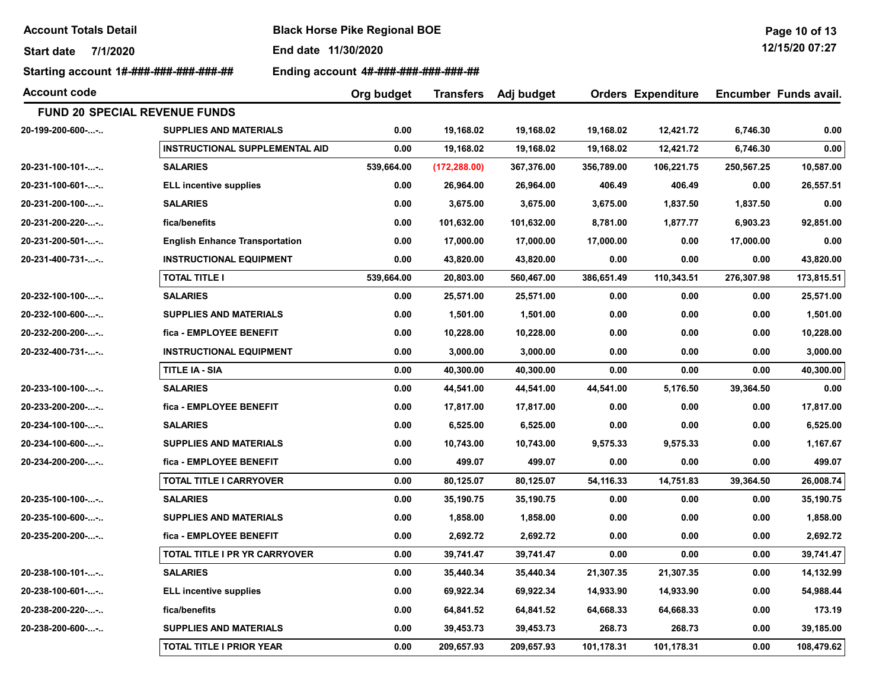**Account Totals Detail** | **Black Horse Pike Regional BOE**

**Start date** 7/1/2020 | **End date** 11/30/2020

**Starting account** 1#-###-###-###-###-## | **Ending account** 4#-###-###-###-###-##

| Account code | | Org budget | Transfers | Adj budget | Orders | Expenditure | Encumber | Funds avail. |
|---|---|---|---|---|---|---|---|---|
| **FUND 20 SPECIAL REVENUE FUNDS** | | | | | | | | |
| 20-199-200-600-...-.. | SUPPLIES AND MATERIALS | 0.00 | 19,168.02 | 19,168.02 | 19,168.02 | 12,421.72 | 6,746.30 | 0.00 |
| | INSTRUCTIONAL SUPPLEMENTAL AID | 0.00 | 19,168.02 | 19,168.02 | 19,168.02 | 12,421.72 | 6,746.30 | 0.00 |
| 20-231-100-101-...-.. | SALARIES | 539,664.00 | (172,288.00) | 367,376.00 | 356,789.00 | 106,221.75 | 250,567.25 | 10,587.00 |
| 20-231-100-601-...-.. | ELL incentive supplies | 0.00 | 26,964.00 | 26,964.00 | 406.49 | 406.49 | 0.00 | 26,557.51 |
| 20-231-200-100-...-.. | SALARIES | 0.00 | 3,675.00 | 3,675.00 | 3,675.00 | 1,837.50 | 1,837.50 | 0.00 |
| 20-231-200-220-...-.. | fica/benefits | 0.00 | 101,632.00 | 101,632.00 | 8,781.00 | 1,877.77 | 6,903.23 | 92,851.00 |
| 20-231-200-501-...-.. | English Enhance Transportation | 0.00 | 17,000.00 | 17,000.00 | 17,000.00 | 0.00 | 17,000.00 | 0.00 |
| 20-231-400-731-...-.. | INSTRUCTIONAL EQUIPMENT | 0.00 | 43,820.00 | 43,820.00 | 0.00 | 0.00 | 0.00 | 43,820.00 |
| | TOTAL TITLE I | 539,664.00 | 20,803.00 | 560,467.00 | 386,651.49 | 110,343.51 | 276,307.98 | 173,815.51 |
| 20-232-100-100-...-.. | SALARIES | 0.00 | 25,571.00 | 25,571.00 | 0.00 | 0.00 | 0.00 | 25,571.00 |
| 20-232-100-600-...-.. | SUPPLIES AND MATERIALS | 0.00 | 1,501.00 | 1,501.00 | 0.00 | 0.00 | 0.00 | 1,501.00 |
| 20-232-200-200-...-.. | fica - EMPLOYEE BENEFIT | 0.00 | 10,228.00 | 10,228.00 | 0.00 | 0.00 | 0.00 | 10,228.00 |
| 20-232-400-731-...-.. | INSTRUCTIONAL EQUIPMENT | 0.00 | 3,000.00 | 3,000.00 | 0.00 | 0.00 | 0.00 | 3,000.00 |
| | TITLE IA - SIA | 0.00 | 40,300.00 | 40,300.00 | 0.00 | 0.00 | 0.00 | 40,300.00 |
| 20-233-100-100-...-.. | SALARIES | 0.00 | 44,541.00 | 44,541.00 | 44,541.00 | 5,176.50 | 39,364.50 | 0.00 |
| 20-233-200-200-...-.. | fica - EMPLOYEE BENEFIT | 0.00 | 17,817.00 | 17,817.00 | 0.00 | 0.00 | 0.00 | 17,817.00 |
| 20-234-100-100-...-.. | SALARIES | 0.00 | 6,525.00 | 6,525.00 | 0.00 | 0.00 | 0.00 | 6,525.00 |
| 20-234-100-600-...-.. | SUPPLIES AND MATERIALS | 0.00 | 10,743.00 | 10,743.00 | 9,575.33 | 9,575.33 | 0.00 | 1,167.67 |
| 20-234-200-200-...-.. | fica - EMPLOYEE BENEFIT | 0.00 | 499.07 | 499.07 | 0.00 | 0.00 | 0.00 | 499.07 |
| | TOTAL TITLE I CARRYOVER | 0.00 | 80,125.07 | 80,125.07 | 54,116.33 | 14,751.83 | 39,364.50 | 26,008.74 |
| 20-235-100-100-...-.. | SALARIES | 0.00 | 35,190.75 | 35,190.75 | 0.00 | 0.00 | 0.00 | 35,190.75 |
| 20-235-100-600-...-.. | SUPPLIES AND MATERIALS | 0.00 | 1,858.00 | 1,858.00 | 0.00 | 0.00 | 0.00 | 1,858.00 |
| 20-235-200-200-...-.. | fica - EMPLOYEE BENEFIT | 0.00 | 2,692.72 | 2,692.72 | 0.00 | 0.00 | 0.00 | 2,692.72 |
| | TOTAL TITLE I PR YR CARRYOVER | 0.00 | 39,741.47 | 39,741.47 | 0.00 | 0.00 | 0.00 | 39,741.47 |
| 20-238-100-101-...-.. | SALARIES | 0.00 | 35,440.34 | 35,440.34 | 21,307.35 | 21,307.35 | 0.00 | 14,132.99 |
| 20-238-100-601-...-.. | ELL incentive supplies | 0.00 | 69,922.34 | 69,922.34 | 14,933.90 | 14,933.90 | 0.00 | 54,988.44 |
| 20-238-200-220-...-.. | fica/benefits | 0.00 | 64,841.52 | 64,841.52 | 64,668.33 | 64,668.33 | 0.00 | 173.19 |
| 20-238-200-600-...-.. | SUPPLIES AND MATERIALS | 0.00 | 39,453.73 | 39,453.73 | 268.73 | 268.73 | 0.00 | 39,185.00 |
| | TOTAL TITLE I PRIOR YEAR | 0.00 | 209,657.93 | 209,657.93 | 101,178.31 | 101,178.31 | 0.00 | 108,479.62 |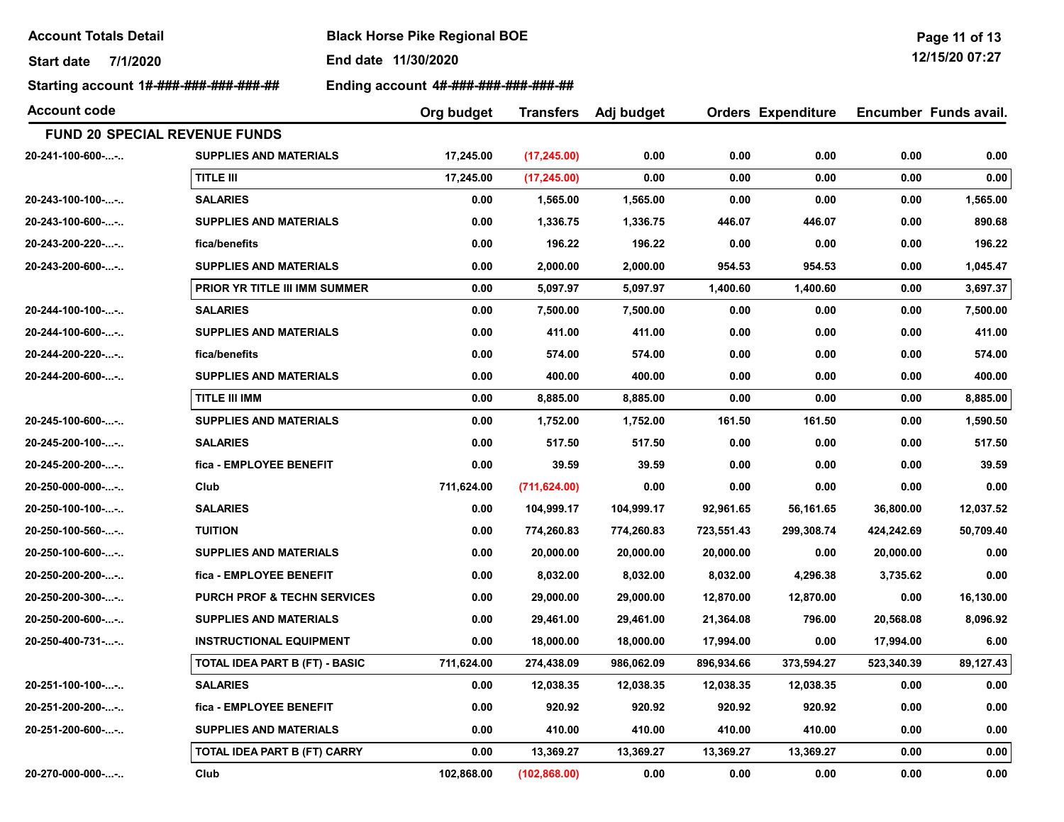**Account Totals Detail** | **Black Horse Pike Regional BOE**

**Start date** 7/1/2020 | **End date** 11/30/2020

**Starting account** 1#-###-###-###-###-## | **Ending account** 4#-###-###-###-###-##

| Account code | | Org budget | Transfers | Adj budget | Orders | Expenditure | Encumber | Funds avail. |
|---|---|---|---|---|---|---|---|---|
| **FUND 20 SPECIAL REVENUE FUNDS** | | | | | | | | |
| 20-241-100-600-...-.. | SUPPLIES AND MATERIALS | 17,245.00 | (17,245.00) | 0.00 | 0.00 | 0.00 | 0.00 | 0.00 |
| | **TITLE III** | 17,245.00 | (17,245.00) | 0.00 | 0.00 | 0.00 | 0.00 | 0.00 |
| 20-243-100-100-...-.. | SALARIES | 0.00 | 1,565.00 | 1,565.00 | 0.00 | 0.00 | 0.00 | 1,565.00 |
| 20-243-100-600-...-.. | SUPPLIES AND MATERIALS | 0.00 | 1,336.75 | 1,336.75 | 446.07 | 446.07 | 0.00 | 890.68 |
| 20-243-200-220-...-.. | fica/benefits | 0.00 | 196.22 | 196.22 | 0.00 | 0.00 | 0.00 | 196.22 |
| 20-243-200-600-...-.. | SUPPLIES AND MATERIALS | 0.00 | 2,000.00 | 2,000.00 | 954.53 | 954.53 | 0.00 | 1,045.47 |
| | **PRIOR YR TITLE III IMM SUMMER** | 0.00 | 5,097.97 | 5,097.97 | 1,400.60 | 1,400.60 | 0.00 | 3,697.37 |
| 20-244-100-100-...-.. | SALARIES | 0.00 | 7,500.00 | 7,500.00 | 0.00 | 0.00 | 0.00 | 7,500.00 |
| 20-244-100-600-...-.. | SUPPLIES AND MATERIALS | 0.00 | 411.00 | 411.00 | 0.00 | 0.00 | 0.00 | 411.00 |
| 20-244-200-220-...-.. | fica/benefits | 0.00 | 574.00 | 574.00 | 0.00 | 0.00 | 0.00 | 574.00 |
| 20-244-200-600-...-.. | SUPPLIES AND MATERIALS | 0.00 | 400.00 | 400.00 | 0.00 | 0.00 | 0.00 | 400.00 |
| | **TITLE III IMM** | 0.00 | 8,885.00 | 8,885.00 | 0.00 | 0.00 | 0.00 | 8,885.00 |
| 20-245-100-600-...-.. | SUPPLIES AND MATERIALS | 0.00 | 1,752.00 | 1,752.00 | 161.50 | 161.50 | 0.00 | 1,590.50 |
| 20-245-200-100-...-.. | SALARIES | 0.00 | 517.50 | 517.50 | 0.00 | 0.00 | 0.00 | 517.50 |
| 20-245-200-200-...-.. | fica - EMPLOYEE BENEFIT | 0.00 | 39.59 | 39.59 | 0.00 | 0.00 | 0.00 | 39.59 |
| 20-250-000-000-...-.. | Club | 711,624.00 | (711,624.00) | 0.00 | 0.00 | 0.00 | 0.00 | 0.00 |
| 20-250-100-100-...-.. | SALARIES | 0.00 | 104,999.17 | 104,999.17 | 92,961.65 | 56,161.65 | 36,800.00 | 12,037.52 |
| 20-250-100-560-...-.. | TUITION | 0.00 | 774,260.83 | 774,260.83 | 723,551.43 | 299,308.74 | 424,242.69 | 50,709.40 |
| 20-250-100-600-...-.. | SUPPLIES AND MATERIALS | 0.00 | 20,000.00 | 20,000.00 | 20,000.00 | 0.00 | 20,000.00 | 0.00 |
| 20-250-200-200-...-.. | fica - EMPLOYEE BENEFIT | 0.00 | 8,032.00 | 8,032.00 | 8,032.00 | 4,296.38 | 3,735.62 | 0.00 |
| 20-250-200-300-...-.. | PURCH PROF & TECHN SERVICES | 0.00 | 29,000.00 | 29,000.00 | 12,870.00 | 12,870.00 | 0.00 | 16,130.00 |
| 20-250-200-600-...-.. | SUPPLIES AND MATERIALS | 0.00 | 29,461.00 | 29,461.00 | 21,364.08 | 796.00 | 20,568.08 | 8,096.92 |
| 20-250-400-731-...-.. | INSTRUCTIONAL EQUIPMENT | 0.00 | 18,000.00 | 18,000.00 | 17,994.00 | 0.00 | 17,994.00 | 6.00 |
| | **TOTAL IDEA PART B (FT) - BASIC** | 711,624.00 | 274,438.09 | 986,062.09 | 896,934.66 | 373,594.27 | 523,340.39 | 89,127.43 |
| 20-251-100-100-...-.. | SALARIES | 0.00 | 12,038.35 | 12,038.35 | 12,038.35 | 12,038.35 | 0.00 | 0.00 |
| 20-251-200-200-...-.. | fica - EMPLOYEE BENEFIT | 0.00 | 920.92 | 920.92 | 920.92 | 920.92 | 0.00 | 0.00 |
| 20-251-200-600-...-.. | SUPPLIES AND MATERIALS | 0.00 | 410.00 | 410.00 | 410.00 | 410.00 | 0.00 | 0.00 |
| | **TOTAL IDEA PART B (FT) CARRY** | 0.00 | 13,369.27 | 13,369.27 | 13,369.27 | 13,369.27 | 0.00 | 0.00 |
| 20-270-000-000-...-.. | Club | 102,868.00 | (102,868.00) | 0.00 | 0.00 | 0.00 | 0.00 | 0.00 |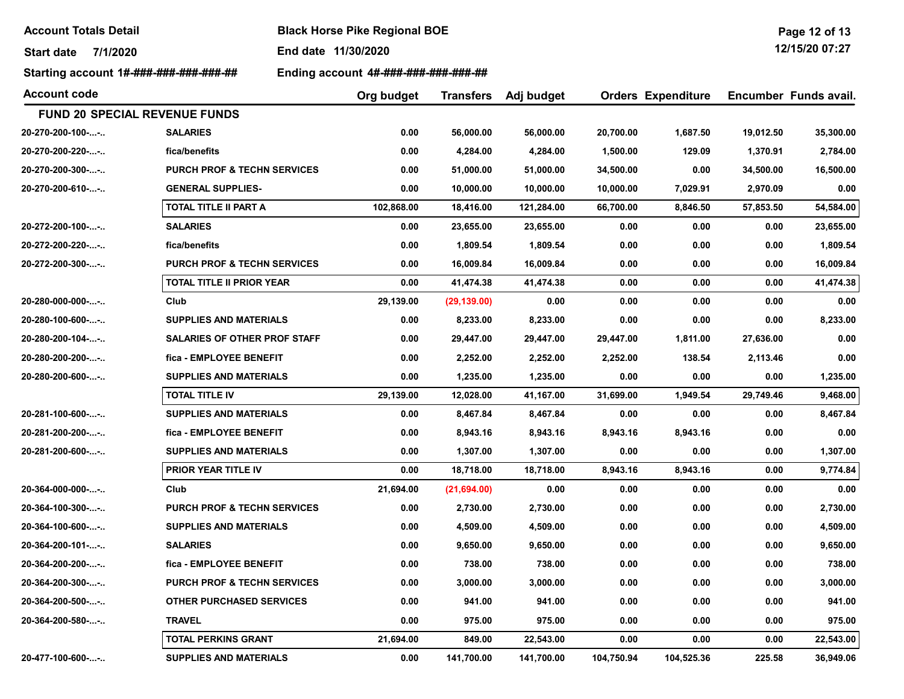**Account Totals Detail** | **Black Horse Pike Regional BOE**

**Start date** 7/1/2020 | **End date** 11/30/2020

**Starting account** 1#-###-###-###-###-## | **Ending account** 4#-###-###-###-###-##

| Account code | | Org budget | Transfers | Adj budget | Orders | Expenditure | Encumber | Funds avail. |
|---|---|---|---|---|---|---|---|---|
| **FUND 20 SPECIAL REVENUE FUNDS** | | | | | | | | |
| 20-270-200-100-...-.. | SALARIES | 0.00 | 56,000.00 | 56,000.00 | 20,700.00 | 1,687.50 | 19,012.50 | 35,300.00 |
| 20-270-200-220-...-.. | fica/benefits | 0.00 | 4,284.00 | 4,284.00 | 1,500.00 | 129.09 | 1,370.91 | 2,784.00 |
| 20-270-200-300-...-.. | PURCH PROF & TECHN SERVICES | 0.00 | 51,000.00 | 51,000.00 | 34,500.00 | 0.00 | 34,500.00 | 16,500.00 |
| 20-270-200-610-...-.. | GENERAL SUPPLIES- | 0.00 | 10,000.00 | 10,000.00 | 10,000.00 | 7,029.91 | 2,970.09 | 0.00 |
| | TOTAL TITLE II PART A | 102,868.00 | 18,416.00 | 121,284.00 | 66,700.00 | 8,846.50 | 57,853.50 | 54,584.00 |
| 20-272-200-100-...-.. | SALARIES | 0.00 | 23,655.00 | 23,655.00 | 0.00 | 0.00 | 0.00 | 23,655.00 |
| 20-272-200-220-...-.. | fica/benefits | 0.00 | 1,809.54 | 1,809.54 | 0.00 | 0.00 | 0.00 | 1,809.54 |
| 20-272-200-300-...-.. | PURCH PROF & TECHN SERVICES | 0.00 | 16,009.84 | 16,009.84 | 0.00 | 0.00 | 0.00 | 16,009.84 |
| | TOTAL TITLE II PRIOR YEAR | 0.00 | 41,474.38 | 41,474.38 | 0.00 | 0.00 | 0.00 | 41,474.38 |
| 20-280-000-000-...-.. | Club | 29,139.00 | (29,139.00) | 0.00 | 0.00 | 0.00 | 0.00 | 0.00 |
| 20-280-100-600-...-.. | SUPPLIES AND MATERIALS | 0.00 | 8,233.00 | 8,233.00 | 0.00 | 0.00 | 0.00 | 8,233.00 |
| 20-280-200-104-...-.. | SALARIES OF OTHER PROF STAFF | 0.00 | 29,447.00 | 29,447.00 | 29,447.00 | 1,811.00 | 27,636.00 | 0.00 |
| 20-280-200-200-...-.. | fica - EMPLOYEE BENEFIT | 0.00 | 2,252.00 | 2,252.00 | 2,252.00 | 138.54 | 2,113.46 | 0.00 |
| 20-280-200-600-...-.. | SUPPLIES AND MATERIALS | 0.00 | 1,235.00 | 1,235.00 | 0.00 | 0.00 | 0.00 | 1,235.00 |
| | TOTAL TITLE IV | 29,139.00 | 12,028.00 | 41,167.00 | 31,699.00 | 1,949.54 | 29,749.46 | 9,468.00 |
| 20-281-100-600-...-.. | SUPPLIES AND MATERIALS | 0.00 | 8,467.84 | 8,467.84 | 0.00 | 0.00 | 0.00 | 8,467.84 |
| 20-281-200-200-...-.. | fica - EMPLOYEE BENEFIT | 0.00 | 8,943.16 | 8,943.16 | 8,943.16 | 8,943.16 | 0.00 | 0.00 |
| 20-281-200-600-...-.. | SUPPLIES AND MATERIALS | 0.00 | 1,307.00 | 1,307.00 | 0.00 | 0.00 | 0.00 | 1,307.00 |
| | PRIOR YEAR TITLE IV | 0.00 | 18,718.00 | 18,718.00 | 8,943.16 | 8,943.16 | 0.00 | 9,774.84 |
| 20-364-000-000-...-.. | Club | 21,694.00 | (21,694.00) | 0.00 | 0.00 | 0.00 | 0.00 | 0.00 |
| 20-364-100-300-...-.. | PURCH PROF & TECHN SERVICES | 0.00 | 2,730.00 | 2,730.00 | 0.00 | 0.00 | 0.00 | 2,730.00 |
| 20-364-100-600-...-.. | SUPPLIES AND MATERIALS | 0.00 | 4,509.00 | 4,509.00 | 0.00 | 0.00 | 0.00 | 4,509.00 |
| 20-364-200-101-...-.. | SALARIES | 0.00 | 9,650.00 | 9,650.00 | 0.00 | 0.00 | 0.00 | 9,650.00 |
| 20-364-200-200-...-.. | fica - EMPLOYEE BENEFIT | 0.00 | 738.00 | 738.00 | 0.00 | 0.00 | 0.00 | 738.00 |
| 20-364-200-300-...-.. | PURCH PROF & TECHN SERVICES | 0.00 | 3,000.00 | 3,000.00 | 0.00 | 0.00 | 0.00 | 3,000.00 |
| 20-364-200-500-...-.. | OTHER PURCHASED SERVICES | 0.00 | 941.00 | 941.00 | 0.00 | 0.00 | 0.00 | 941.00 |
| 20-364-200-580-...-.. | TRAVEL | 0.00 | 975.00 | 975.00 | 0.00 | 0.00 | 0.00 | 975.00 |
| | TOTAL PERKINS GRANT | 21,694.00 | 849.00 | 22,543.00 | 0.00 | 0.00 | 0.00 | 22,543.00 |
| 20-477-100-600-...-.. | SUPPLIES AND MATERIALS | 0.00 | 141,700.00 | 141,700.00 | 104,750.94 | 104,525.36 | 225.58 | 36,949.06 |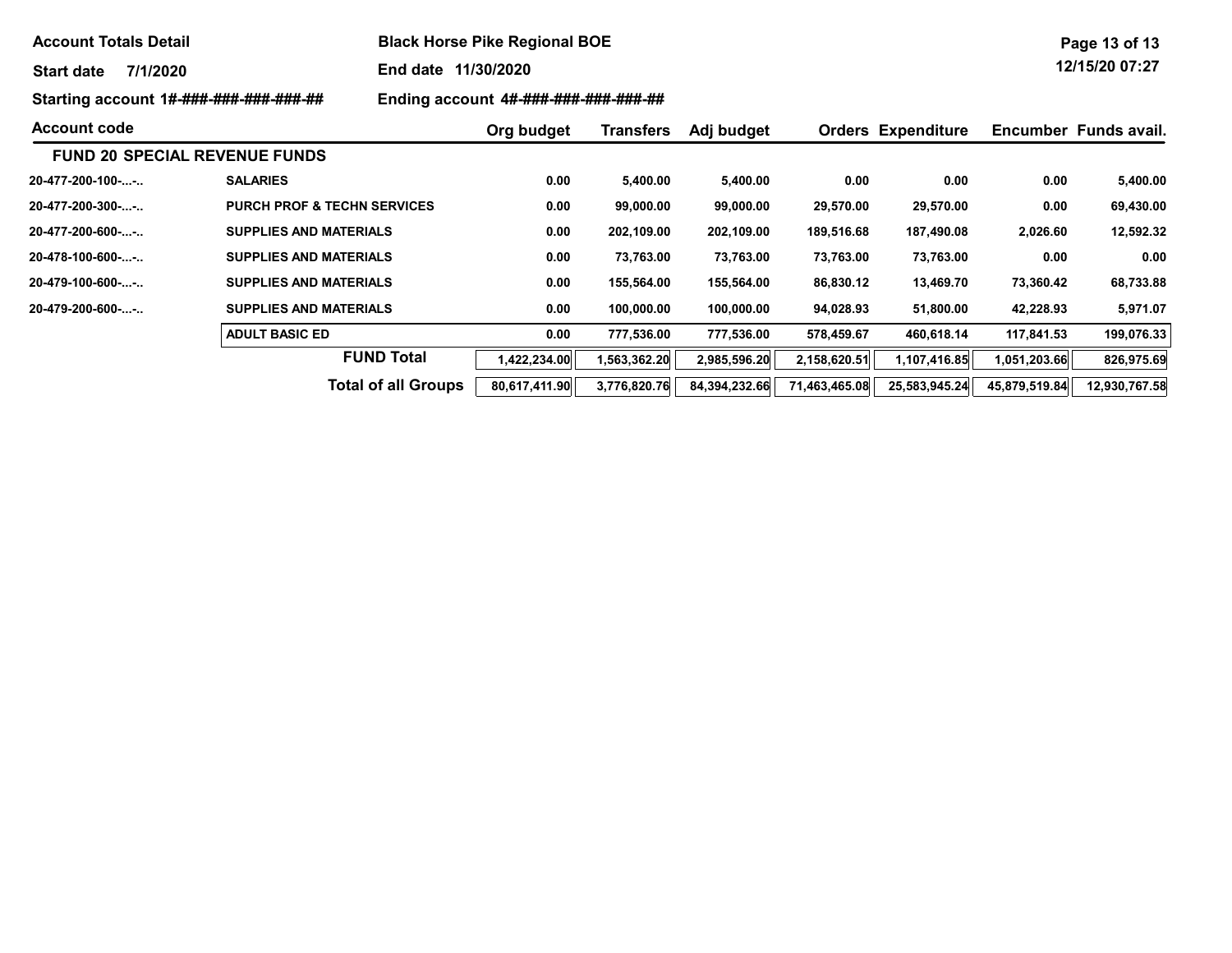**Account Totals Detail** **Black Horse Pike Regional BOE**

**Start date 7/1/2020** **End date 11/30/2020**

**Starting account 1#-###-###-###-###-##** **Ending account 4#-###-###-###-###-##**

| Account code | | Org budget | Transfers | Adj budget | Orders | Expenditure | Encumber | Funds avail. |
|---|---|---|---|---|---|---|---|---|
| **FUND 20 SPECIAL REVENUE FUNDS** | | | | | | | | |
| 20-477-200-100-...-.. | SALARIES | 0.00 | 5,400.00 | 5,400.00 | 0.00 | 0.00 | 0.00 | 5,400.00 |
| 20-477-200-300-...-.. | PURCH PROF & TECHN SERVICES | 0.00 | 99,000.00 | 99,000.00 | 29,570.00 | 29,570.00 | 0.00 | 69,430.00 |
| 20-477-200-600-...-.. | SUPPLIES AND MATERIALS | 0.00 | 202,109.00 | 202,109.00 | 189,516.68 | 187,490.08 | 2,026.60 | 12,592.32 |
| 20-478-100-600-...-.. | SUPPLIES AND MATERIALS | 0.00 | 73,763.00 | 73,763.00 | 73,763.00 | 73,763.00 | 0.00 | 0.00 |
| 20-479-100-600-...-.. | SUPPLIES AND MATERIALS | 0.00 | 155,564.00 | 155,564.00 | 86,830.12 | 13,469.70 | 73,360.42 | 68,733.88 |
| 20-479-200-600-...-.. | SUPPLIES AND MATERIALS | 0.00 | 100,000.00 | 100,000.00 | 94,028.93 | 51,800.00 | 42,228.93 | 5,971.07 |
| | ADULT BASIC ED | 0.00 | 777,536.00 | 777,536.00 | 578,459.67 | 460,618.14 | 117,841.53 | 199,076.33 |
| | **FUND Total** | 1,422,234.00 | 1,563,362.20 | 2,985,596.20 | 2,158,620.51 | 1,107,416.85 | 1,051,203.66 | 826,975.69 |
| | **Total of all Groups** | 80,617,411.90 | 3,776,820.76 | 84,394,232.66 | 71,463,465.08 | 25,583,945.24 | 45,879,519.84 | 12,930,767.58 |